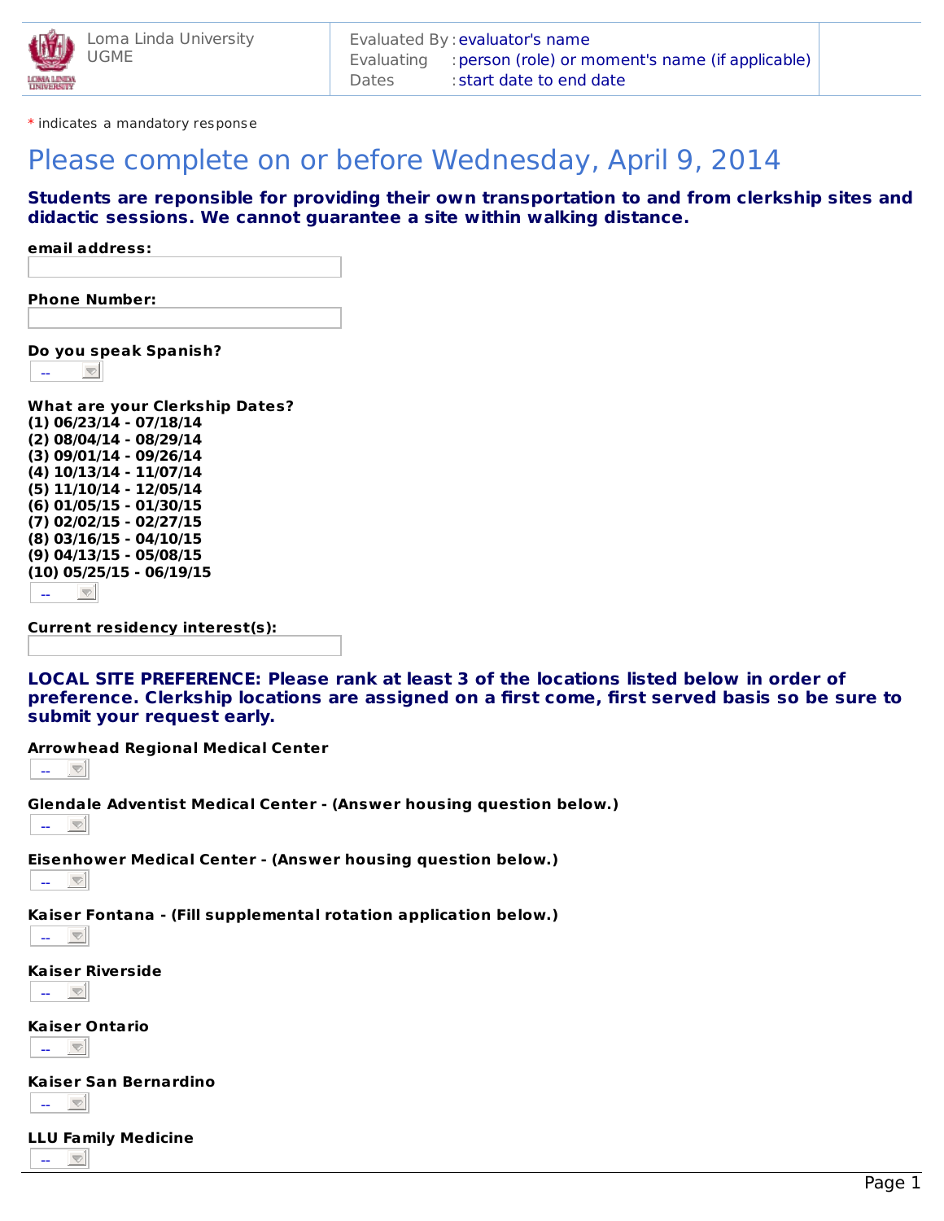Loma Linda University
UGME

Evaluated By : evaluator's name
Evaluating : person (role) or moment's name (if applicable)
Dates : start date to end date

* indicates a mandatory response

# Please complete on or before Wednesday, April 9, 2014

**Students are reponsible for providing their own transportation to and from clerkship sites and didactic sessions. We cannot guarantee a site within walking distance.**

**email address:**

**Phone Number:**

**Do you speak Spanish?**

--

**What are your Clerkship Dates?**
**(1) 06/23/14 - 07/18/14**
**(2) 08/04/14 - 08/29/14**
**(3) 09/01/14 - 09/26/14**
**(4) 10/13/14 - 11/07/14**
**(5) 11/10/14 - 12/05/14**
**(6) 01/05/15 - 01/30/15**
**(7) 02/02/15 - 02/27/15**
**(8) 03/16/15 - 04/10/15**
**(9) 04/13/15 - 05/08/15**
**(10) 05/25/15 - 06/19/15**

--

**Current residency interest(s):**

**LOCAL SITE PREFERENCE: Please rank at least 3 of the locations listed below in order of preference. Clerkship locations are assigned on a first come, first served basis so be sure to submit your request early.**

**Arrowhead Regional Medical Center**

--

**Glendale Adventist Medical Center - (Answer housing question below.)**

--

**Eisenhower Medical Center - (Answer housing question below.)**

--

**Kaiser Fontana - (Fill supplemental rotation application below.)**

--

**Kaiser Riverside**

--

**Kaiser Ontario**

--

**Kaiser San Bernardino**

--

**LLU Family Medicine**

--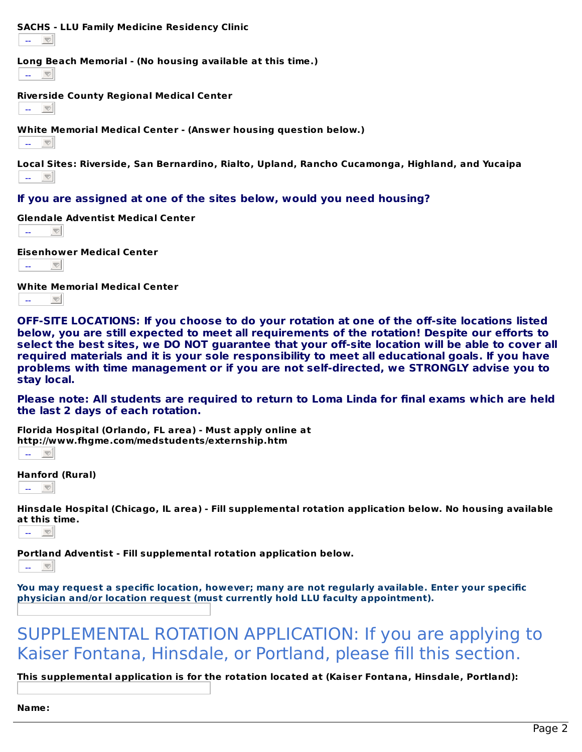**SACHS - LLU Family Medicine Residency Clinic**

--

**Long Beach Memorial - (No housing available at this time.)**

--

**Riverside County Regional Medical Center**

--

**White Memorial Medical Center - (Answer housing question below.)**

--

**Local Sites: Riverside, San Bernardino, Rialto, Upland, Rancho Cucamonga, Highland, and Yucaipa**

--

### If you are assigned at one of the sites below, would you need housing?

**Glendale Adventist Medical Center**

--

**Eisenhower Medical Center**

--

**White Memorial Medical Center**

--

**OFF-SITE LOCATIONS: If you choose to do your rotation at one of the off-site locations listed below, you are still expected to meet all requirements of the rotation! Despite our efforts to select the best sites, we DO NOT guarantee that your off-site location will be able to cover all required materials and it is your sole responsibility to meet all educational goals. If you have problems with time management or if you are not self-directed, we STRONGLY advise you to stay local.**

**Please note: All students are required to return to Loma Linda for final exams which are held the last 2 days of each rotation.**

**Florida Hospital (Orlando, FL area) - Must apply online at http://www.fhgme.com/medstudents/externship.htm**

--

**Hanford (Rural)**

--

**Hinsdale Hospital (Chicago, IL area) - Fill supplemental rotation application below. No housing available at this time.**

--

**Portland Adventist - Fill supplemental rotation application below.**

--

**You may request a specific location, however; many are not regularly available. Enter your specific physician and/or location request (must currently hold LLU faculty appointment).**

## SUPPLEMENTAL ROTATION APPLICATION: If you are applying to Kaiser Fontana, Hinsdale, or Portland, please fill this section.

**This supplemental application is for the rotation located at (Kaiser Fontana, Hinsdale, Portland):**

**Name:**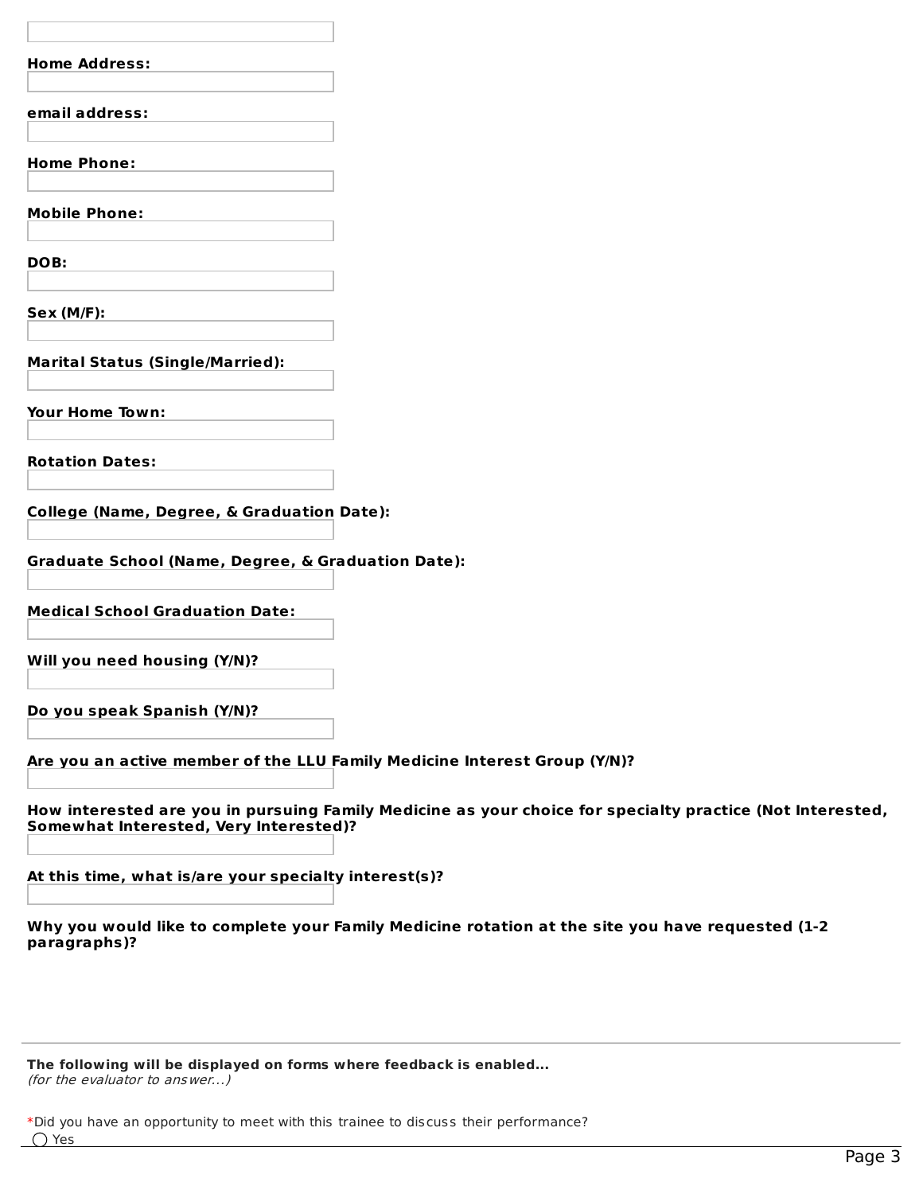**Home Address:**

**email address:**

**Home Phone:**

**Mobile Phone:**

**DOB:**

**Sex (M/F):**

**Marital Status (Single/Married):**

**Your Home Town:**

**Rotation Dates:**

**College (Name, Degree, & Graduation Date):**

**Graduate School (Name, Degree, & Graduation Date):**

**Medical School Graduation Date:**

**Will you need housing (Y/N)?**

**Do you speak Spanish (Y/N)?**

**Are you an active member of the LLU Family Medicine Interest Group (Y/N)?**

**How interested are you in pursuing Family Medicine as your choice for specialty practice (Not Interested, Somewhat Interested, Very Interested)?**

**At this time, what is/are your specialty interest(s)?**

**Why you would like to complete your Family Medicine rotation at the site you have requested (1-2 paragraphs)?**

---

**The following will be displayed on forms where feedback is enabled...**
*(for the evaluator to answer...)*

*Did you have an opportunity to meet with this trainee to discuss their performance?

◯ Yes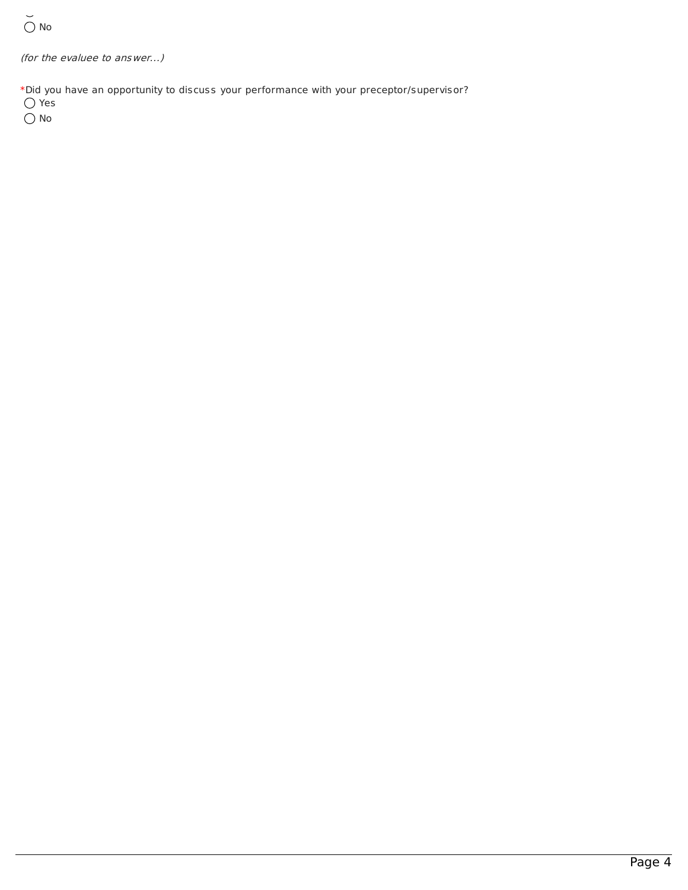◯ No

*(for the evaluee to answer...)*

*Did you have an opportunity to discuss your performance with your preceptor/supervisor?

◯ Yes

◯ No